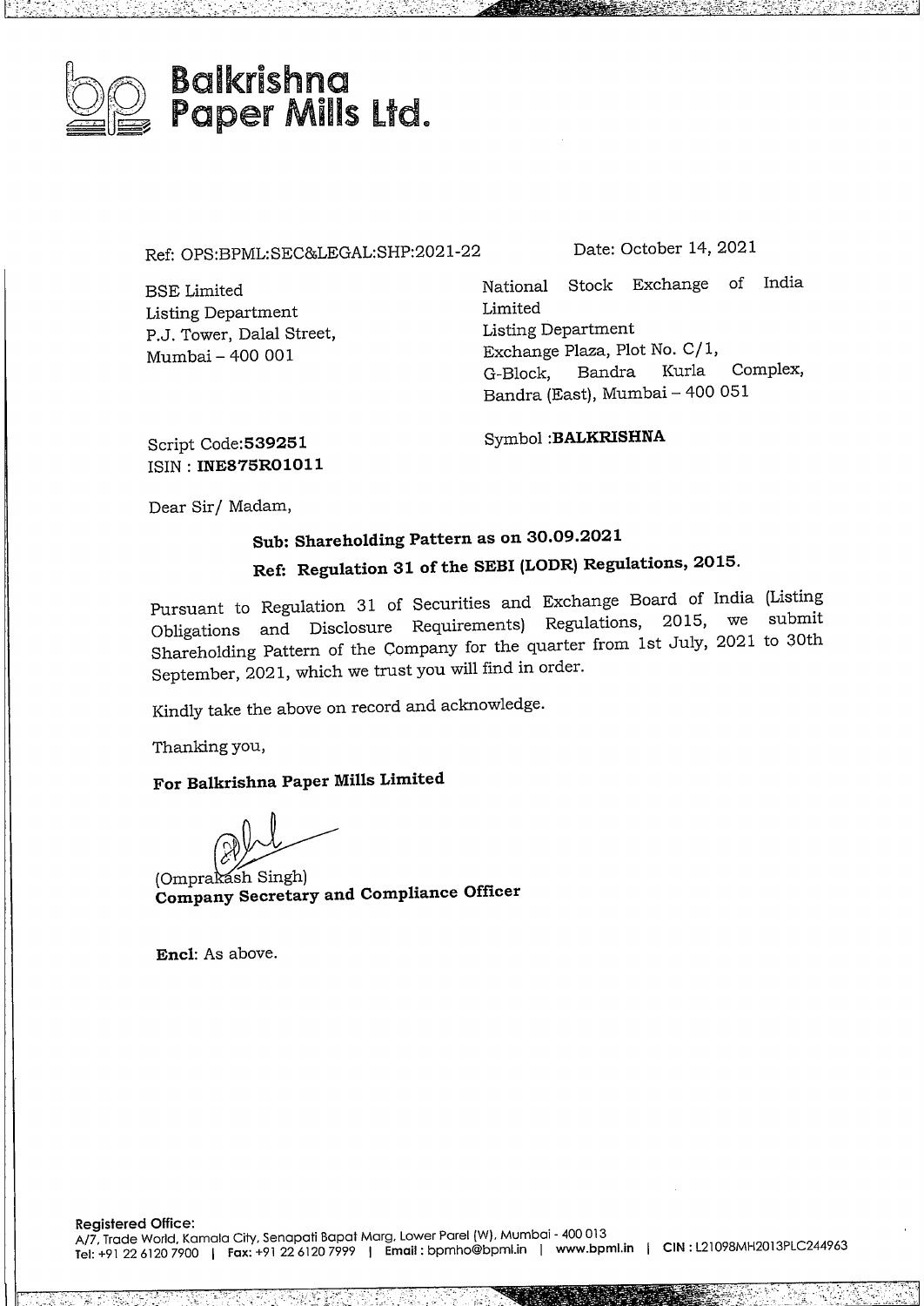# Balkrishna Paper Mills Ltd.

Ref: OPS:BPML:SEC&LEGAL:SHP:2021-22

Date: October 14, 2021

BSE Limited
Listing Department
P.J. Tower, Dalal Street,
Mumbai – 400 001

National Stock Exchange of India Limited
Listing Department
Exchange Plaza, Plot No. C/1,
G-Block, Bandra Kurla Complex,
Bandra (East), Mumbai – 400 051

Script Code:**539251**
ISIN : **INE875R01011**

Symbol :**BALKRISHNA**

Dear Sir/ Madam,

**Sub: Shareholding Pattern as on 30.09.2021**

**Ref: Regulation 31 of the SEBI (LODR) Regulations, 2015.**

Pursuant to Regulation 31 of Securities and Exchange Board of India (Listing Obligations and Disclosure Requirements) Regulations, 2015, we submit Shareholding Pattern of the Company for the quarter from 1st July, 2021 to 30th September, 2021, which we trust you will find in order.

Kindly take the above on record and acknowledge.

Thanking you,

**For Balkrishna Paper Mills Limited**

(Omprakash Singh)
**Company Secretary and Compliance Officer**

**Encl**: As above.

**Registered Office:**
A/7, Trade World, Kamala City, Senapati Bapat Marg, Lower Parel (W), Mumbai - 400 013
Tel: +91 22 6120 7900 | Fax: +91 22 6120 7999 | Email : bpmho@bpml.in | www.bpml.in | CIN : L21098MH2013PLC244963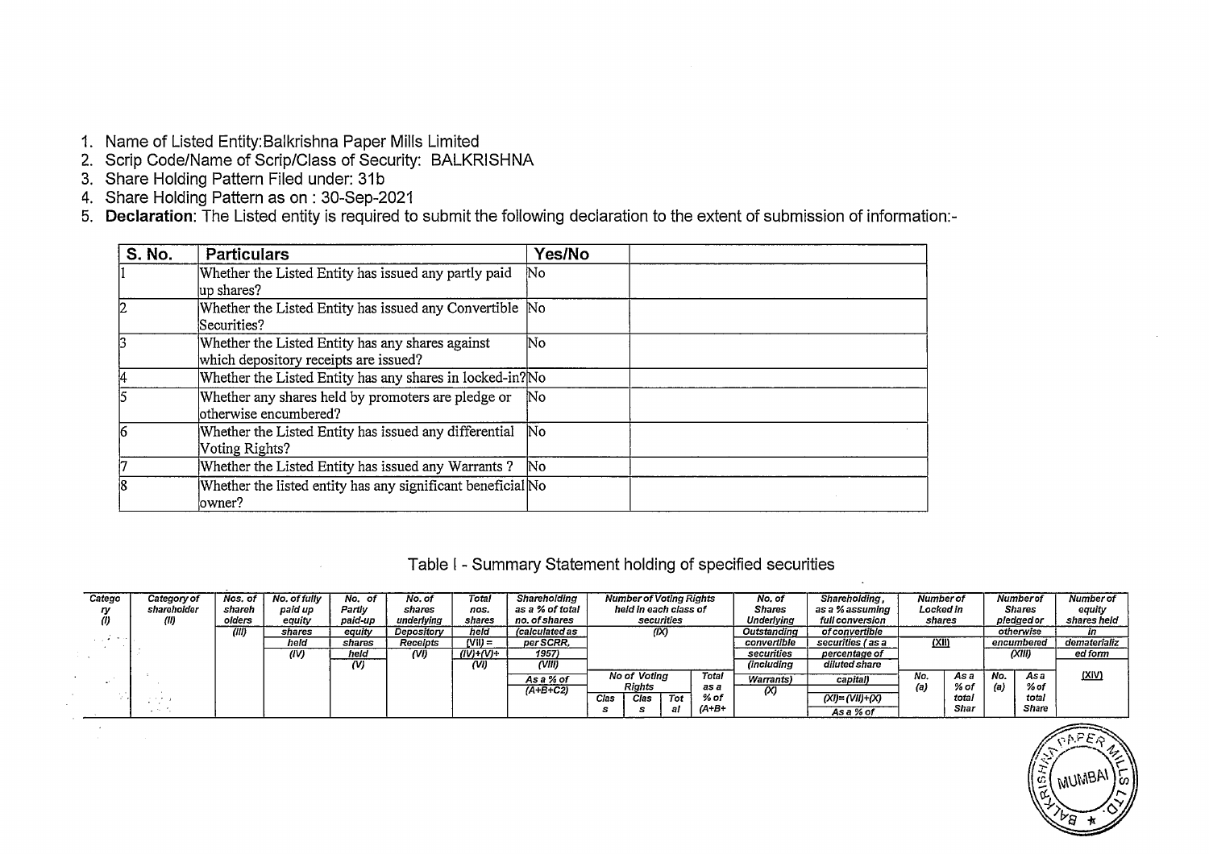1. Name of Listed Entity:Balkrishna Paper Mills Limited
2. Scrip Code/Name of Scrip/Class of Security: BALKRISHNA
3. Share Holding Pattern Filed under: 31b
4. Share Holding Pattern as on : 30-Sep-2021
5. **Declaration**: The Listed entity is required to submit the following declaration to the extent of submission of information:-

| S. No. | Particulars | Yes/No | |
|---|---|---|---|
| 1 | Whether the Listed Entity has issued any partly paid up shares? | No | |
| 2 | Whether the Listed Entity has issued any Convertible Securities? | No | |
| 3 | Whether the Listed Entity has any shares against which depository receipts are issued? | No | |
| 4 | Whether the Listed Entity has any shares in locked-in? | No | |
| 5 | Whether any shares held by promoters are pledge or otherwise encumbered? | No | |
| 6 | Whether the Listed Entity has issued any differential Voting Rights? | No | |
| 7 | Whether the Listed Entity has issued any Warrants ? | No | |
| 8 | Whether the listed entity has any significant beneficial owner? | No | |

## Table I - Summary Statement holding of specified securities

| Category (I) | Category of shareholder (II) | Nos. of shareholders (III) | No. of fully paid up equity shares held (IV) | No. of Partly paid-up equity shares held (V) | No. of shares underlying Depository Receipts (VI) | Total nos. shares held (VII) = (IV)+(V)+ (VI) | Shareholding as a % of total no. of shares (calculated as per SCRR, 1957) (VIII) As a % of (A+B+C2) | Number of Voting Rights held in each class of securities (IX) | | | | No. of Shares Underlying Outstanding convertible securities (including Warrants) (X) | Shareholding, as a % assuming full conversion of convertible securities ( as a percentage of diluted share capital) (XI)= (VII)+(X) As a % of | Number of Locked in shares (XII) | | Number of Shares pledged or otherwise encumbered (XIII) | | Number of equity shares held in dematerialized form (XIV) |
|---|---|---|---|---|---|---|---|---|---|---|---|---|---|---|---|---|---|---|
| | | | | | | | | No of Voting Rights | | | Total as a % of (A+B+ | | | No. (a) | As a % of total Shares | No. (a) | As a % of total Shares | |
| | | | | | | | | Class | Class | Total | | | | | | | | |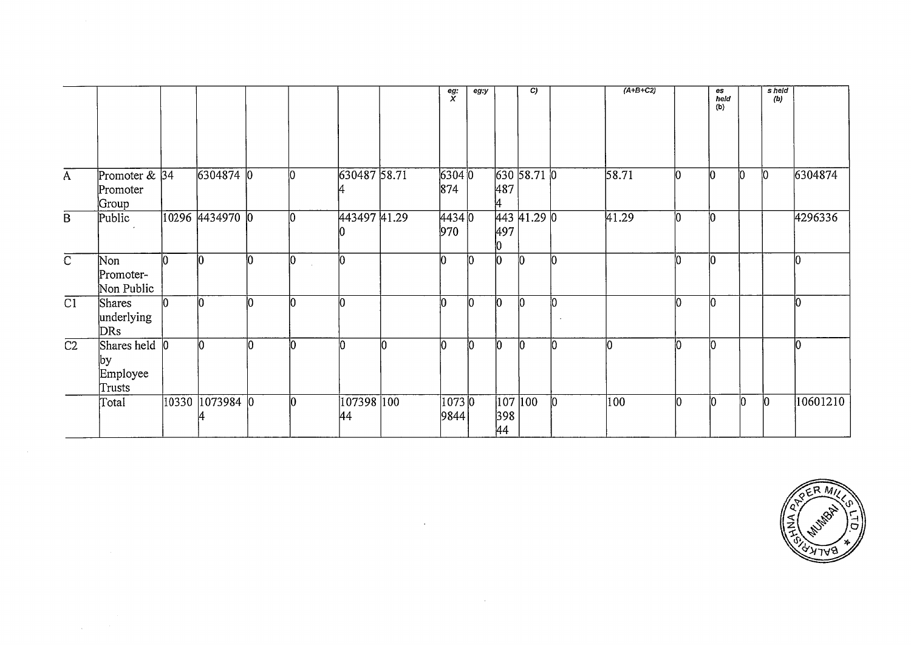| | | | | | | | | eg: X | eg:y | | C) | | (A+B+C2) | | es held (b) | | s held (b) | |
|---|---|---|---|---|---|---|---|---|---|---|---|---|---|---|---|---|---|---|
| A | Promoter & Promoter Group | 34 | 6304874 | 0 | 0 | 6304874 | 58.71 | 6304874 | 0 | 6304874 | 58.71 | 0 | 58.71 | 0 | 0 | 0 | 0 | 6304874 |
| B | Public | 10296 | 4434970 | 0 | 0 | 4434970 | 41.29 | 4434970 | 0 | 4434970 | 41.29 | 0 | 41.29 | 0 | 0 | | | 4296336 |
| C | Non Promoter-Non Public | 0 | 0 | 0 | 0 | 0 | | 0 | 0 | 0 | 0 | 0 | | 0 | 0 | | | 0 |
| C1 | Shares underlying DRs | 0 | 0 | 0 | 0 | 0 | | 0 | 0 | 0 | 0 | 0 | | 0 | 0 | | | 0 |
| C2 | Shares held by Employee Trusts | 0 | 0 | 0 | 0 | 0 | 0 | 0 | 0 | 0 | 0 | 0 | 0 | 0 | 0 | | | 0 |
| | Total | 10330 | 10739844 | 0 | 0 | 10739844 | 100 | 10739844 | 0 | 10739844 | 100 | 0 | 100 | 0 | 0 | 0 | 0 | 10601210 |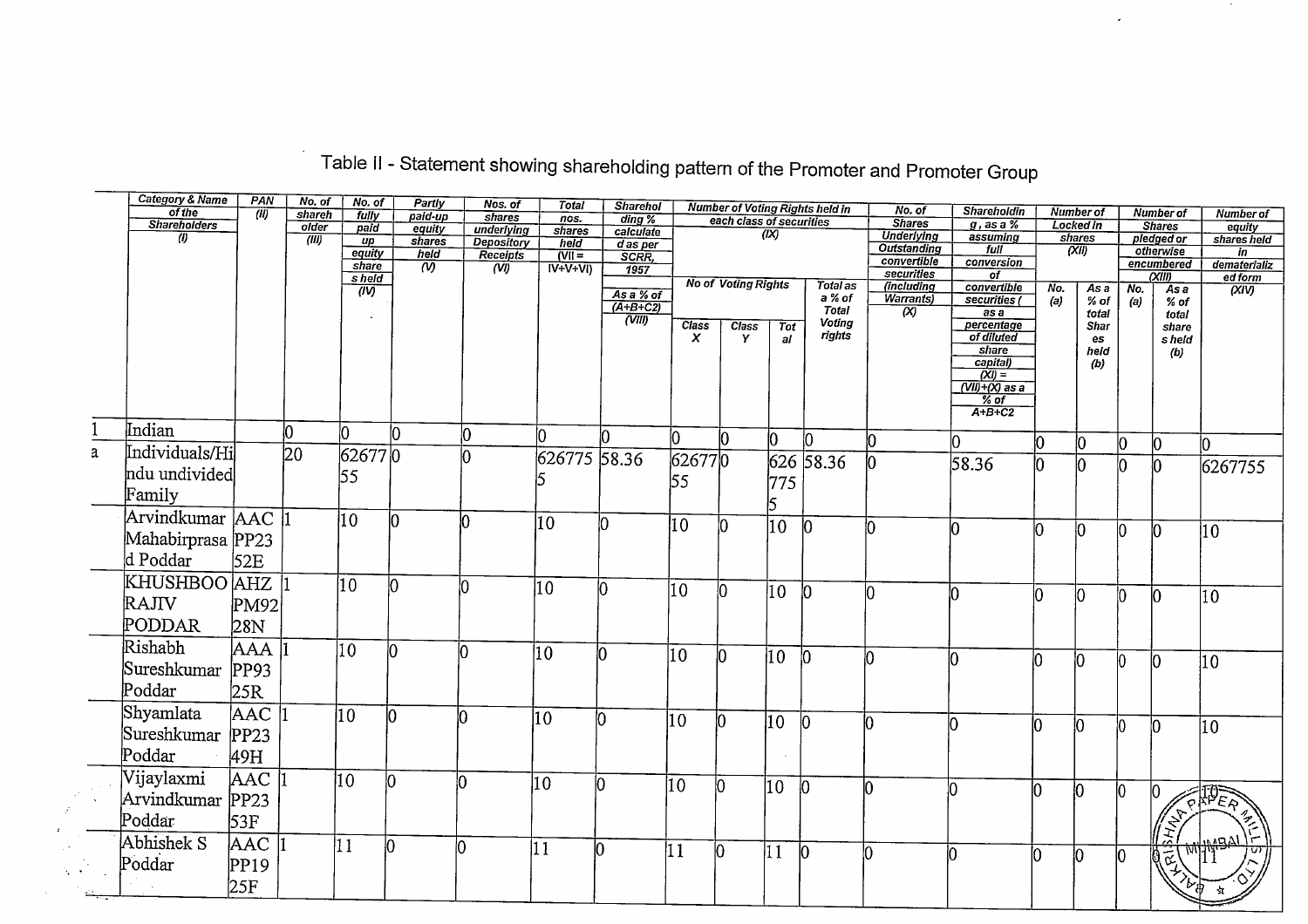# Table II - Statement showing shareholding pattern of the Promoter and Promoter Group

| | Category & Name of the Shareholders (I) | PAN (II) | No. of shareholder (III) | No. of fully paid up equity share s held (IV) | Partly paid-up equity shares held (V) | Nos. of shares underlying Depository Receipts (VI) | Total nos. shares held (VII = IV+V+VI) | Shareholding % calculated as per SCRR, 1957 As a % of (A+B+C2) (VIII) | Number of Voting Rights held in each class of securities (IX) | | | | No. of Shares Underlying Outstanding convertible securities (including Warrants) (X) | Shareholding , as a % assuming full conversion of convertible securities ( as a percentage of diluted share capital) (XI) = (VII)+(X) as a % of A+B+C2 | Number of Locked in shares (XII) | | Number of Shares pledged or otherwise encumbered (XIII) | | Number of equity shares held in dematerialized form (XIV) |
|---|---|---|---|---|---|---|---|---|---|---|---|---|---|---|---|---|---|---|---|
| | | | | | | | | | No of Voting Rights | | | Total as a % of Total Voting rights | | | No. (a) | As a % of total Shares held (b) | No. (a) | As a % of total shares held (b) | |
| | | | | | | | | | Class X | Class Y | Total | | | | | | | | |
| 1 | Indian | | 0 | 0 | 0 | 0 | 0 | 0 | 0 | 0 | 0 | 0 | 0 | 0 | 0 | 0 | 0 | 0 | 0 |
| a | Individuals/Hindu undivided Family | | 20 | 6267755 | 0 | 0 | 6267755 | 58.36 | 6267755 | 0 | 6267755 | 58.36 | 0 | 58.36 | 0 | 0 | 0 | 0 | 6267755 |
| | Arvindkumar Mahabirprasad Poddar | AACPP2352E | 1 | 10 | 0 | 0 | 10 | 0 | 10 | 0 | 10 | 0 | 0 | 0 | 0 | 0 | 0 | 0 | 10 |
| | KHUSHBOO RAJIV PODDAR | AHZPM9228N | 1 | 10 | 0 | 0 | 10 | 0 | 10 | 0 | 10 | 0 | 0 | 0 | 0 | 0 | 0 | 0 | 10 |
| | Rishabh Sureshkumar Poddar | AAAPP9325R | 1 | 10 | 0 | 0 | 10 | 0 | 10 | 0 | 10 | 0 | 0 | 0 | 0 | 0 | 0 | 0 | 10 |
| | Shyamlata Sureshkumar Poddar | AACPP2349H | 1 | 10 | 0 | 0 | 10 | 0 | 10 | 0 | 10 | 0 | 0 | 0 | 0 | 0 | 0 | 0 | 10 |
| | Vijaylaxmi Arvindkumar Poddar | AACPP2353F | 1 | 10 | 0 | 0 | 10 | 0 | 10 | 0 | 10 | 0 | 0 | 0 | 0 | 0 | 0 | 0 | 10 |
| | Abhishek S Poddar | AACPP1925F | 1 | 11 | 0 | 0 | 11 | 0 | 11 | 0 | 11 | 0 | 0 | 0 | 0 | 0 | 0 | 0 | 11 |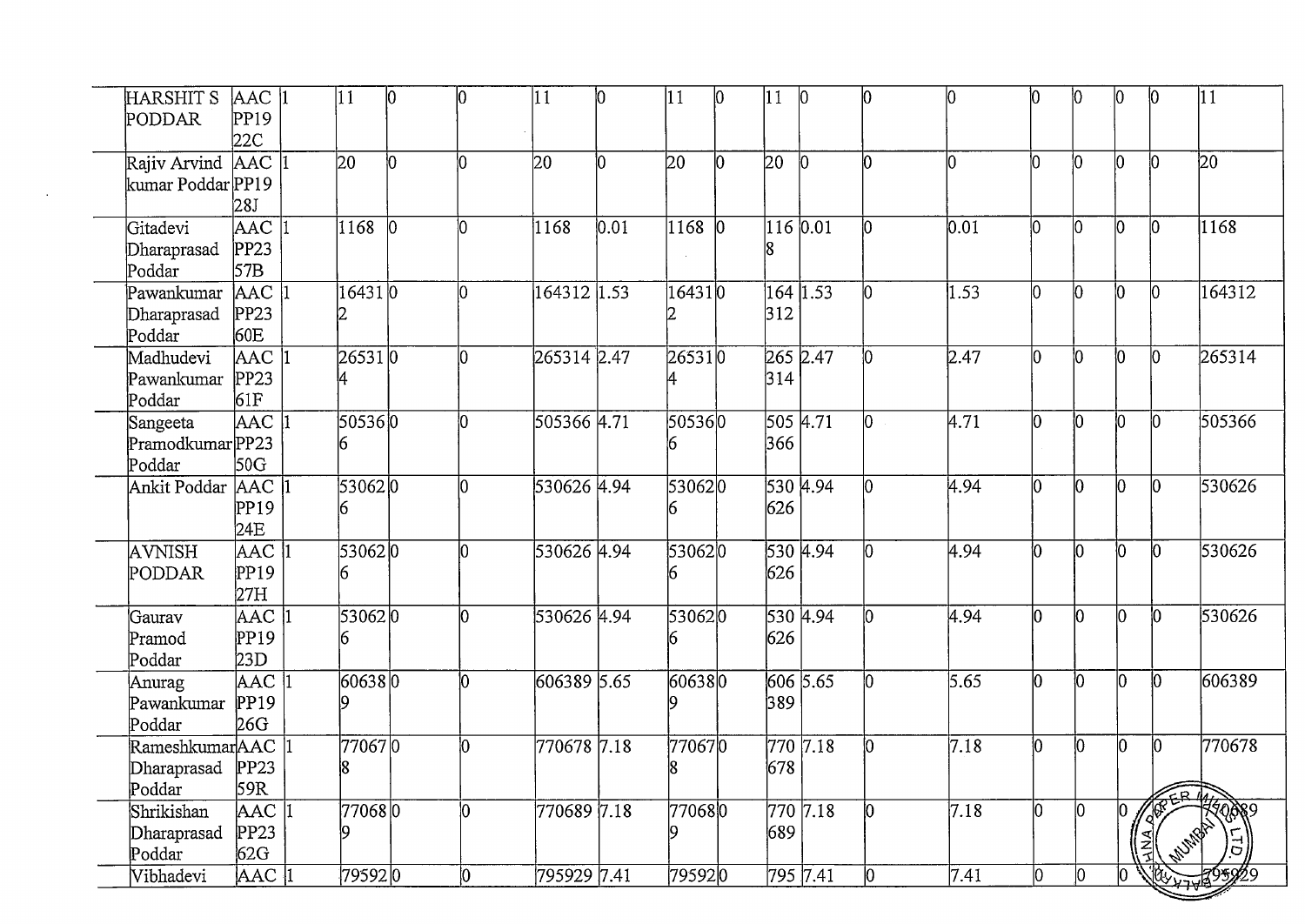| | | | | | | | | | | | | | | | | | | | |
|---|---|---|---|---|---|---|---|---|---|---|---|---|---|---|---|---|---|---|---|
| HARSHIT S PODDAR | AAC PP19 22C | 1 | | 11 | 0 | 0 | 11 | 0 | 11 | 0 | 11 | 0 | 0 | 0 | 0 | 0 | 0 | 0 | 11 |
| Rajiv Arvind kumar Poddar | AAC PP19 28J | 1 | | 20 | 0 | 0 | 20 | 0 | 20 | 0 | 20 | 0 | 0 | 0 | 0 | 0 | 0 | 0 | 20 |
| Gitadevi Dharaprasad Poddar | AAC PP23 57B | 1 | | 1168 | 0 | 0 | 1168 | 0.01 | 1168 | 0 | 1168 | 0.01 | 0 | 0.01 | 0 | 0 | 0 | 0 | 1168 |
| Pawankumar Dharaprasad Poddar | AAC PP23 60E | 1 | | 164312 | 0 | 0 | 164312 | 1.53 | 164312 | 0 | 164312 | 1.53 | 0 | 1.53 | 0 | 0 | 0 | 0 | 164312 |
| Madhudevi Pawankumar Poddar | AAC PP23 61F | 1 | | 265314 | 0 | 0 | 265314 | 2.47 | 265314 | 0 | 265314 | 2.47 | 0 | 2.47 | 0 | 0 | 0 | 0 | 265314 |
| Sangeeta Pramodkumar Poddar | AAC PP23 50G | 1 | | 505366 | 0 | 0 | 505366 | 4.71 | 505366 | 0 | 505366 | 4.71 | 0 | 4.71 | 0 | 0 | 0 | 0 | 505366 |
| Ankit Poddar | AAC PP19 24E | 1 | | 530626 | 0 | 0 | 530626 | 4.94 | 530626 | 0 | 530626 | 4.94 | 0 | 4.94 | 0 | 0 | 0 | 0 | 530626 |
| AVNISH PODDAR | AAC PP19 27H | 1 | | 530626 | 0 | 0 | 530626 | 4.94 | 530626 | 0 | 530626 | 4.94 | 0 | 4.94 | 0 | 0 | 0 | 0 | 530626 |
| Gaurav Pramod Poddar | AAC PP19 23D | 1 | | 530626 | 0 | 0 | 530626 | 4.94 | 530626 | 0 | 530626 | 4.94 | 0 | 4.94 | 0 | 0 | 0 | 0 | 530626 |
| Anurag Pawankumar Poddar | AAC PP19 26G | 1 | | 606389 | 0 | 0 | 606389 | 5.65 | 606389 | 0 | 606389 | 5.65 | 0 | 5.65 | 0 | 0 | 0 | 0 | 606389 |
| Rameshkumar Dharaprasad Poddar | AAC PP23 59R | 1 | | 770678 | 0 | 0 | 770678 | 7.18 | 770678 | 0 | 770678 | 7.18 | 0 | 7.18 | 0 | 0 | 0 | 0 | 770678 |
| Shrikishan Dharaprasad Poddar | AAC PP23 62G | 1 | | 770689 | 0 | 0 | 770689 | 7.18 | 770689 | 0 | 770689 | 7.18 | 0 | 7.18 | 0 | 0 | 0 | | 770689 |
| Vibhadevi | AAC | 1 | | 795929 | 0 | 0 | 795929 | 7.41 | 795929 | 0 | 795 | 7.41 | 0 | 7.41 | 0 | 0 | 0 | | 795929 |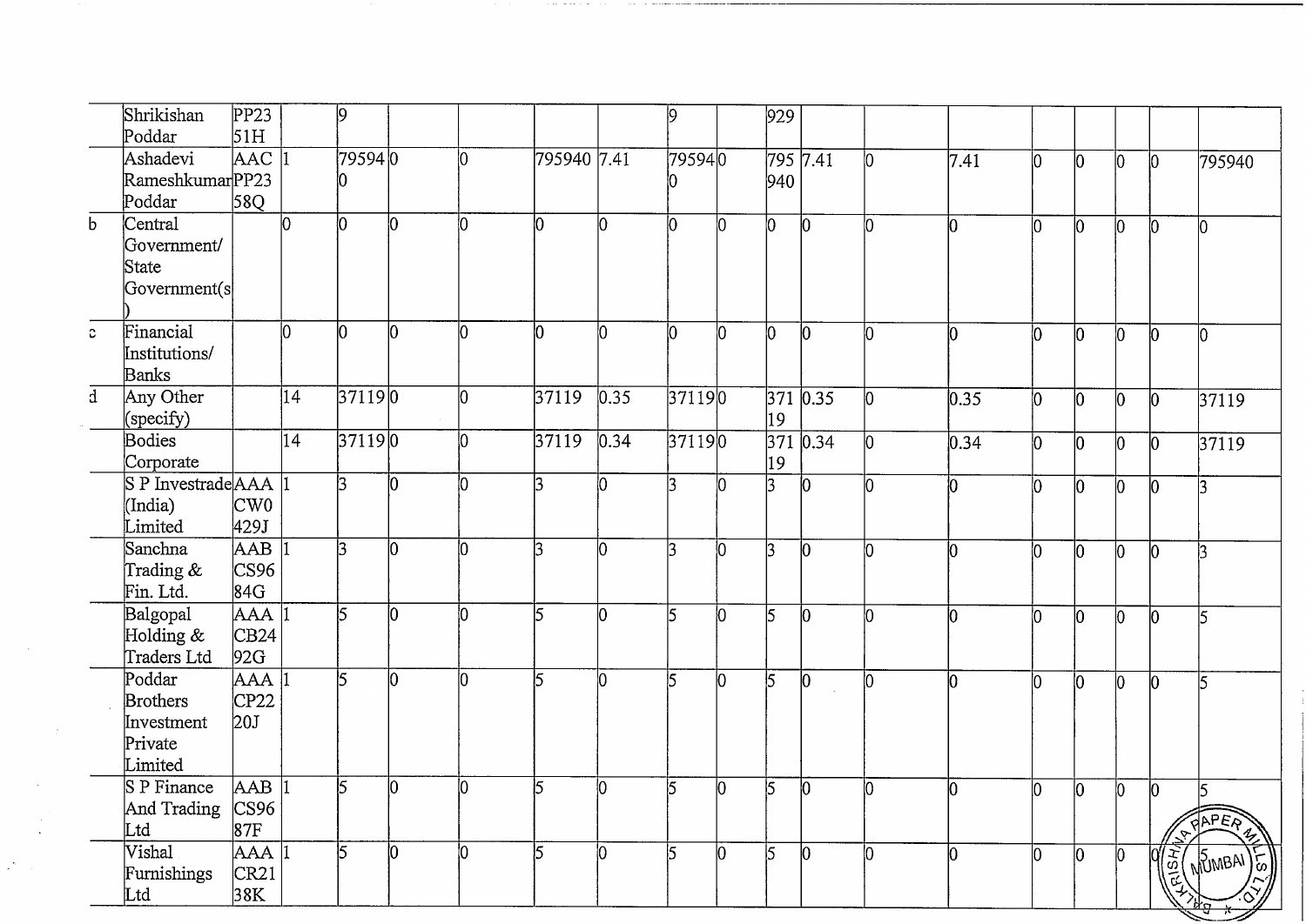| | | | | | | | | | | | | | | | | | | | | |
|---|---|---|---|---|---|---|---|---|---|---|---|---|---|---|---|---|---|---|---|---|
| | Shrikishan Poddar | PP2351H | | 9 | | | | | 9 | | 929 | | | | | | | | | |
| | Ashadevi Rameshkumar Poddar | AACPP2358Q | 1 | 795940 | 0 | 0 | 795940 | 7.41 | 795940 | 0 | 795940 | 7.41 | 0 | 7.41 | 0 | 0 | 0 | 0 | 795940 |
| b | Central Government/ State Government(s) | | 0 | 0 | 0 | 0 | 0 | 0 | 0 | 0 | 0 | 0 | 0 | 0 | 0 | 0 | 0 | 0 | 0 |
| c | Financial Institutions/ Banks | | 0 | 0 | 0 | 0 | 0 | 0 | 0 | 0 | 0 | 0 | 0 | 0 | 0 | 0 | 0 | 0 | 0 |
| d | Any Other (specify) | | 14 | 37119 | 0 | 0 | 37119 | 0.35 | 37119 | 0 | 37119 | 0.35 | 0 | 0.35 | 0 | 0 | 0 | 0 | 37119 |
| | Bodies Corporate | | 14 | 37119 | 0 | 0 | 37119 | 0.34 | 37119 | 0 | 37119 | 0.34 | 0 | 0.34 | 0 | 0 | 0 | 0 | 37119 |
| | S P Investrade (India) Limited | AAACW0429J | 1 | 3 | 0 | 0 | 3 | 0 | 3 | 0 | 3 | 0 | 0 | 0 | 0 | 0 | 0 | 0 | 3 |
| | Sanchna Trading & Fin. Ltd. | AABCS9684G | 1 | 3 | 0 | 0 | 3 | 0 | 3 | 0 | 3 | 0 | 0 | 0 | 0 | 0 | 0 | 0 | 3 |
| | Balgopal Holding & Traders Ltd | AAACB2492G | 1 | 5 | 0 | 0 | 5 | 0 | 5 | 0 | 5 | 0 | 0 | 0 | 0 | 0 | 0 | 0 | 5 |
| | Poddar Brothers Investment Private Limited | AAACP2220J | 1 | 5 | 0 | 0 | 5 | 0 | 5 | 0 | 5 | 0 | 0 | 0 | 0 | 0 | 0 | 0 | 5 |
| | S P Finance And Trading Ltd | AABCS9687F | 1 | 5 | 0 | 0 | 5 | 0 | 5 | 0 | 5 | 0 | 0 | 0 | 0 | 0 | 0 | 0 | 5 |
| | Vishal Furnishings Ltd | AAACR2138K | 1 | 5 | 0 | 0 | 5 | 0 | 5 | 0 | 5 | 0 | 0 | 0 | 0 | 0 | 0 | 0 | 5 |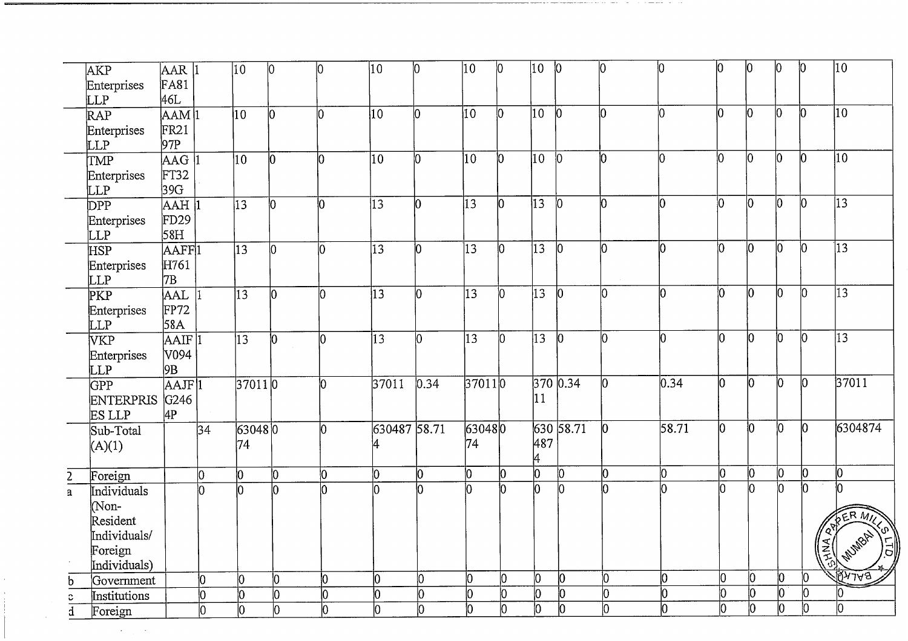| | | | | | | | | | | | | | | | | | | | | |
|---|---|---|---|---|---|---|---|---|---|---|---|---|---|---|---|---|---|---|---|---|
| | AKP Enterprises LLP | AARFA8146L | 1 | 10 | 0 | 0 | 10 | 0 | 10 | 0 | 10 | 0 | 0 | 0 | 0 | 0 | 0 | 0 | 10 |
| | RAP Enterprises LLP | AAMFR2197P | 1 | 10 | 0 | 0 | 10 | 0 | 10 | 0 | 10 | 0 | 0 | 0 | 0 | 0 | 0 | 0 | 10 |
| | TMP Enterprises LLP | AAGFT3239G | 1 | 10 | 0 | 0 | 10 | 0 | 10 | 0 | 10 | 0 | 0 | 0 | 0 | 0 | 0 | 0 | 10 |
| | DPP Enterprises LLP | AAHFD2958H | 1 | 13 | 0 | 0 | 13 | 0 | 13 | 0 | 13 | 0 | 0 | 0 | 0 | 0 | 0 | 0 | 13 |
| | HSP Enterprises LLP | AAFFH7617B | 1 | 13 | 0 | 0 | 13 | 0 | 13 | 0 | 13 | 0 | 0 | 0 | 0 | 0 | 0 | 0 | 13 |
| | PKP Enterprises LLP | AALFP7258A | 1 | 13 | 0 | 0 | 13 | 0 | 13 | 0 | 13 | 0 | 0 | 0 | 0 | 0 | 0 | 0 | 13 |
| | VKP Enterprises LLP | AAIFV0949B | 1 | 13 | 0 | 0 | 13 | 0 | 13 | 0 | 13 | 0 | 0 | 0 | 0 | 0 | 0 | 0 | 13 |
| | GPP ENTERPRISES LLP | AAJFG2464P | 1 | 37011 | 0 | 0 | 37011 | 0.34 | 37011 | 0 | 37011 | 0.34 | 0 | 0.34 | 0 | 0 | 0 | 0 | 37011 |
| | Sub-Total (A)(1) | | 34 | 6304874 | 0 | 0 | 6304874 | 58.71 | 6304874 | 0 | 6304874 | 58.71 | 0 | 58.71 | 0 | 0 | 0 | 0 | 6304874 |
| 2 | Foreign | | 0 | 0 | 0 | 0 | 0 | 0 | 0 | 0 | 0 | 0 | 0 | 0 | 0 | 0 | 0 | 0 | 0 |
| a | Individuals (Non-Resident Individuals/ Foreign Individuals) | | 0 | 0 | 0 | 0 | 0 | 0 | 0 | 0 | 0 | 0 | 0 | 0 | 0 | 0 | 0 | 0 | 0 |
| b | Government | | 0 | 0 | 0 | 0 | 0 | 0 | 0 | 0 | 0 | 0 | 0 | 0 | 0 | 0 | 0 | 0 | 0 |
| c | Institutions | | 0 | 0 | 0 | 0 | 0 | 0 | 0 | 0 | 0 | 0 | 0 | 0 | 0 | 0 | 0 | 0 | 0 |
| d | Foreign | | 0 | 0 | 0 | 0 | 0 | 0 | 0 | 0 | 0 | 0 | 0 | 0 | 0 | 0 | 0 | 0 | 0 |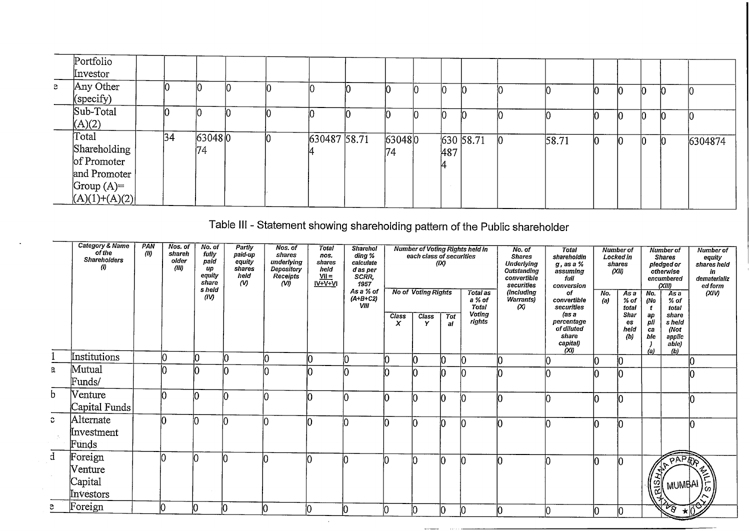| | | | | | | | | | | | | | | | | | | | |
|---|---|---|---|---|---|---|---|---|---|---|---|---|---|---|---|---|---|---|---|
| | Portfolio Investor | | | | | | | | | | | | | | | | | | |
| e | Any Other (specify) | | 0 | 0 | 0 | 0 | 0 | 0 | 0 | 0 | 0 | 0 | 0 | 0 | 0 | 0 | 0 | 0 | 0 |
| | Sub-Total (A)(2) | | 0 | 0 | 0 | 0 | 0 | 0 | 0 | 0 | 0 | 0 | 0 | 0 | 0 | 0 | 0 | 0 | 0 |
| | Total Shareholding of Promoter and Promoter Group (A)= (A)(1)+(A)(2) | | 34 | 6304874 | 0 | 0 | 6304874 | 58.71 | 6304874 | 0 | 6304874 | 58.71 | 0 | 58.71 | 0 | 0 | 0 | 0 | 6304874 |

## Table III - Statement showing shareholding pattern of the Public shareholder

| | Category & Name of the Shareholders (I) | PAN (II) | Nos. of shareholder (III) | No. of fully paid up equity shares held (IV) | Partly paid-up equity shares held (V) | Nos. of shares underlying Depository Receipts (VI) | Total nos. shares held VII = IV+V+VI | Shareholding % calculated as per SCRR, 1957 As a % of (A+B+C2) VIII | Number of Voting Rights held in each class of securities (IX) | | | | No. of Shares Underlying Outstanding convertible securities (including Warrants) (X) | Total shareholding, as a % assuming full conversion of convertible securities (as a percentage of diluted share capital) (XI) | Number of Locked in shares (XII) | | Number of Shares pledged or otherwise encumbered (XIII) | | Number of equity shares held in dematerialized form (XIV) |
|---|---|---|---|---|---|---|---|---|---|---|---|---|---|---|---|---|---|---|---|
| | | | | | | | | | No of Voting Rights | | | Total as a % of Total Voting rights | | | No. (a) | As a % of total Shares held (b) | No. (Not applicable) (a) | As a % of total shares held (Not applicable) (b) | |
| | | | | | | | | | Class X | Class Y | Total | | | | | | | | |
| 1 | Institutions | | 0 | 0 | 0 | 0 | 0 | 0 | 0 | 0 | 0 | 0 | 0 | 0 | 0 | 0 | | | 0 |
| a | Mutual Funds/ | | 0 | 0 | 0 | 0 | 0 | 0 | 0 | 0 | 0 | 0 | 0 | 0 | 0 | 0 | | | 0 |
| b | Venture Capital Funds | | 0 | 0 | 0 | 0 | 0 | 0 | 0 | 0 | 0 | 0 | 0 | 0 | 0 | 0 | | | 0 |
| c | Alternate Investment Funds | | 0 | 0 | 0 | 0 | 0 | 0 | 0 | 0 | 0 | 0 | 0 | 0 | 0 | 0 | | | 0 |
| d | Foreign Venture Capital Investors | | 0 | 0 | 0 | 0 | 0 | 0 | 0 | 0 | 0 | 0 | 0 | 0 | 0 | 0 | | | 0 |
| e | Foreign | | 0 | 0 | 0 | 0 | 0 | 0 | 0 | 0 | 0 | 0 | 0 | 0 | 0 | 0 | | | 0 |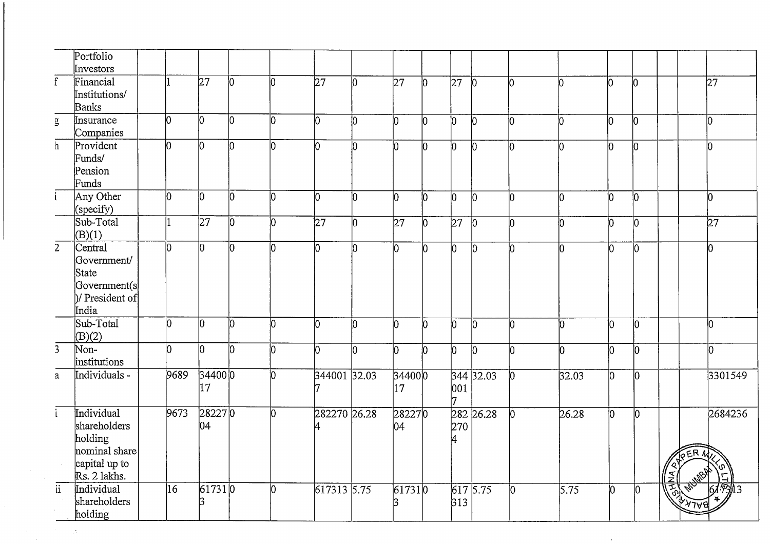| | | | | | | | | | | | | | | | | | | | |
|---|---|---|---|---|---|---|---|---|---|---|---|---|---|---|---|---|---|---|---|
| | Portfolio Investors | | | | | | | | | | | | | | | | | | |
| f | Financial Institutions/ Banks | | 1 | 27 | 0 | 0 | 27 | 0 | 27 | 0 | 27 | 0 | 0 | 0 | 0 | 0 | | | 27 |
| g | Insurance Companies | | 0 | 0 | 0 | 0 | 0 | 0 | 0 | 0 | 0 | 0 | 0 | 0 | 0 | 0 | | | 0 |
| h | Provident Funds/ Pension Funds | | 0 | 0 | 0 | 0 | 0 | 0 | 0 | 0 | 0 | 0 | 0 | 0 | 0 | 0 | | | 0 |
| i | Any Other (specify) | | 0 | 0 | 0 | 0 | 0 | 0 | 0 | 0 | 0 | 0 | 0 | 0 | 0 | 0 | | | 0 |
| | Sub-Total (B)(1) | | 1 | 27 | 0 | 0 | 27 | 0 | 27 | 0 | 27 | 0 | 0 | 0 | 0 | 0 | | | 27 |
| 2 | Central Government/ State Government(s)/ President of India | | 0 | 0 | 0 | 0 | 0 | 0 | 0 | 0 | 0 | 0 | 0 | 0 | 0 | 0 | | | 0 |
| | Sub-Total (B)(2) | | 0 | 0 | 0 | 0 | 0 | 0 | 0 | 0 | 0 | 0 | 0 | 0 | 0 | 0 | | | 0 |
| 3 | Non-institutions | | 0 | 0 | 0 | 0 | 0 | 0 | 0 | 0 | 0 | 0 | 0 | 0 | 0 | 0 | | | 0 |
| a | Individuals - | | 9689 | 3440017 | 0 | 0 | 3440017 | 32.03 | 3440017 | 0 | 3440017 | 32.03 | 0 | 32.03 | 0 | 0 | | | 3301549 |
| i | Individual shareholders holding nominal share capital up to Rs. 2 lakhs. | | 9673 | 2822704 | 0 | 0 | 2822704 | 26.28 | 2822704 | 0 | 2822704 | 26.28 | 0 | 26.28 | 0 | 0 | | | 2684236 |
| ii | Individual shareholders holding | | 16 | 617313 | 0 | 0 | 617313 | 5.75 | 617313 | 0 | 617313 | 5.75 | 0 | 5.75 | 0 | 0 | | | 617313 |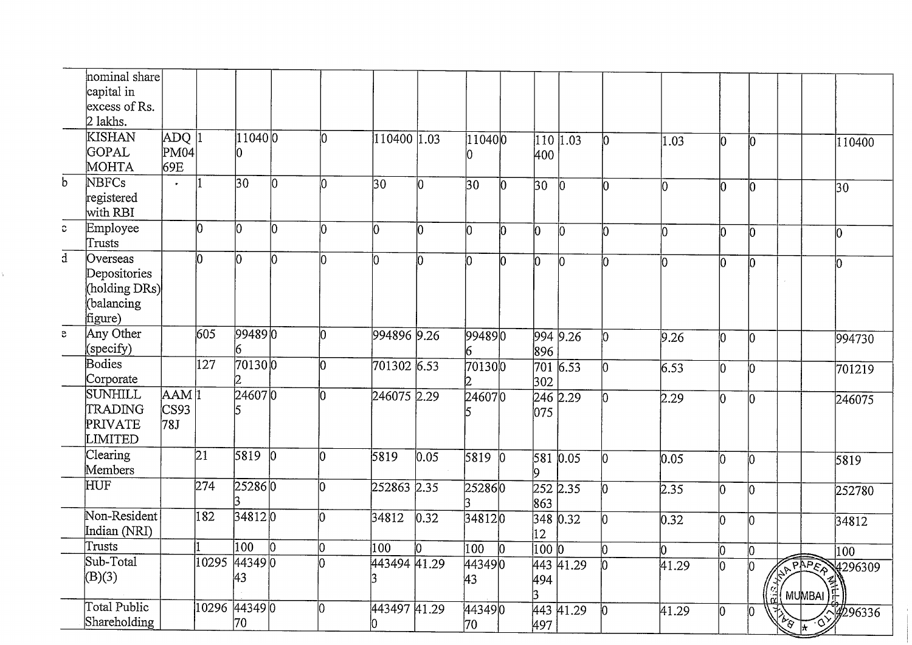| | | | | | | | | | | | | | | | | | | | |
|---|---|---|---|---|---|---|---|---|---|---|---|---|---|---|---|---|---|---|---|
| | nominal share capital in excess of Rs. 2 lakhs. | | | | | | | | | | | | | | | | | | |
| | KISHAN GOPAL MOHTA | ADQPM0469E | 1 | 110400 | 0 | 0 | 110400 | 1.03 | 110400 | 0 | 110400 | 1.03 | 0 | 1.03 | 0 | 0 | | | 110400 |
| b | NBFCs registered with RBI | . | 1 | 30 | 0 | 0 | 30 | 0 | 30 | 0 | 30 | 0 | 0 | 0 | 0 | 0 | | | 30 |
| c | Employee Trusts | | 0 | 0 | 0 | 0 | 0 | 0 | 0 | 0 | 0 | 0 | 0 | 0 | 0 | 0 | | | 0 |
| d | Overseas Depositories (holding DRs) (balancing figure) | | 0 | 0 | 0 | 0 | 0 | 0 | 0 | 0 | 0 | 0 | 0 | 0 | 0 | 0 | | | 0 |
| e | Any Other (specify) | | 605 | 994896 | 0 | 0 | 994896 | 9.26 | 994896 | 0 | 994896 | 9.26 | 0 | 9.26 | 0 | 0 | | | 994730 |
| | Bodies Corporate | | 127 | 701302 | 0 | 0 | 701302 | 6.53 | 701302 | 0 | 701302 | 6.53 | 0 | 6.53 | 0 | 0 | | | 701219 |
| | SUNHILL TRADING PRIVATE LIMITED | AAMCS9378J | 1 | 246075 | 0 | 0 | 246075 | 2.29 | 246075 | 0 | 246075 | 2.29 | 0 | 2.29 | 0 | 0 | | | 246075 |
| | Clearing Members | | 21 | 5819 | 0 | 0 | 5819 | 0.05 | 5819 | 0 | 5819 | 0.05 | 0 | 0.05 | 0 | 0 | | | 5819 |
| | HUF | | 274 | 252863 | 0 | 0 | 252863 | 2.35 | 252863 | 0 | 252863 | 2.35 | 0 | 2.35 | 0 | 0 | | | 252780 |
| | Non-Resident Indian (NRI) | | 182 | 34812 | 0 | 0 | 34812 | 0.32 | 34812 | 0 | 34812 | 0.32 | 0 | 0.32 | 0 | 0 | | | 34812 |
| | Trusts | | 1 | 100 | 0 | 0 | 100 | 0 | 100 | 0 | 100 | 0 | 0 | 0 | 0 | 0 | | | 100 |
| | Sub-Total (B)(3) | | 10295 | 4434943 | 0 | 0 | 4434943 | 41.29 | 4434943 | 0 | 4434943 | 41.29 | 0 | 41.29 | 0 | 0 | | | 4296309 |
| | Total Public Shareholding | | 10296 | 4434970 | 0 | 0 | 4434970 | 41.29 | 4434970 | 0 | 4434970 | 41.29 | 0 | 41.29 | 0 | 0 | | | 4296336 |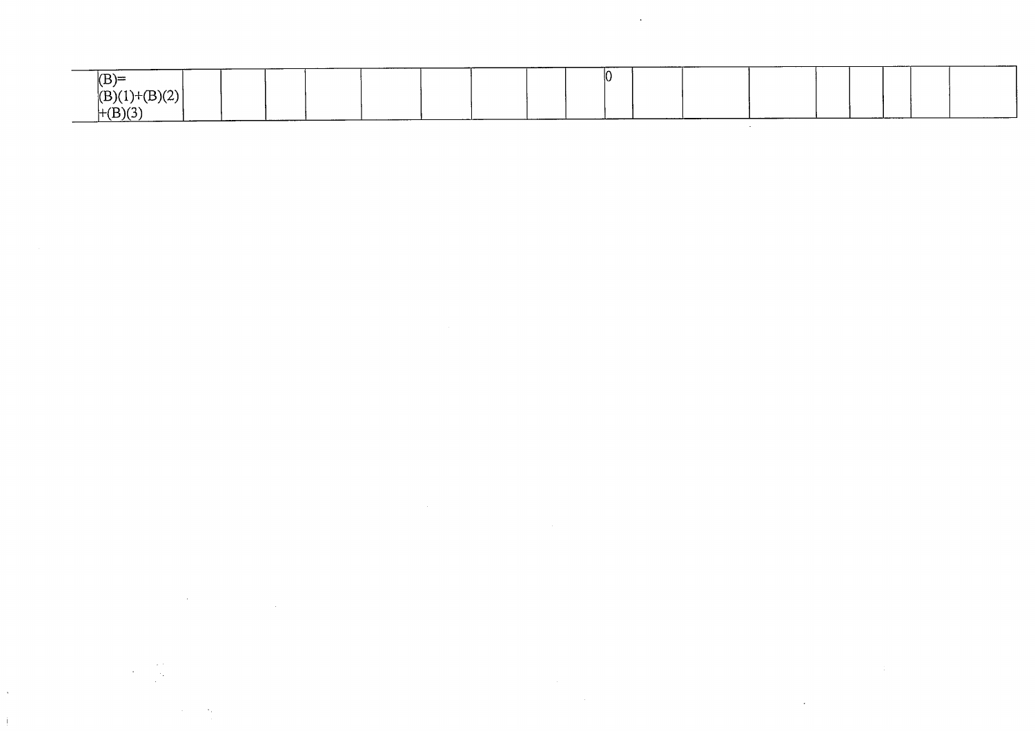| | | | | | | | | | | | | | | | | | | | |
|---|---|---|---|---|---|---|---|---|---|---|---|---|---|---|---|---|---|---|---|
| | (B)= (B)(1)+(B)(2) +(B)(3) | | | | | | | | | | 0 | | | | | | | | |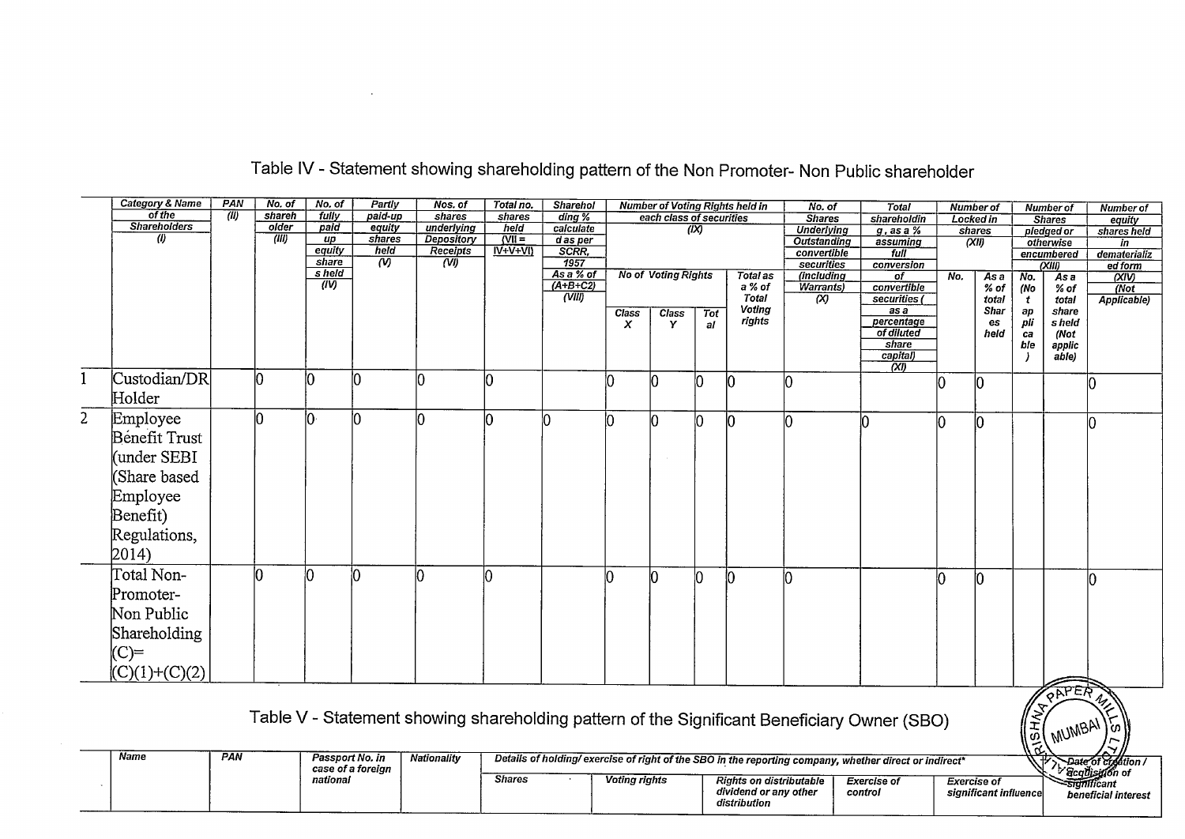## Table IV - Statement showing shareholding pattern of the Non Promoter- Non Public shareholder

| | Category & Name of the Shareholders (I) | PAN (II) | No. of shareholder (III) | No. of fully paid up equity shares held (IV) | Partly paid-up equity shares held (V) | Nos. of shares underlying Depository Receipts (VI) | Total no. shares held (VII = IV+V+VI) | Shareholding % calculated as per SCRR, 1957 As a % of (A+B+C2) (VIII) | Number of Voting Rights held in each class of securities (IX) | | | | No. of Shares Underlying Outstanding convertible securities (including Warrants) (X) | Total shareholding, as a % assuming full conversion of convertible securities ( as a percentage of diluted share capital) (XI) | Number of Locked in shares (XII) | | Number of Shares pledged or otherwise encumbered (XIII) | | Number of equity shares held in dematerialized form (XIV) (Not Applicable) |
|---|---|---|---|---|---|---|---|---|---|---|---|---|---|---|---|---|---|---|---|
| | | | | | | | | | No of Voting Rights | | | Total as a % of Total Voting rights | | | No. | As a % of total Shares held | No. (Not applicable) | As a % of total share s held (Not applicable) | |
| | | | | | | | | | Class X | Class Y | Total | | | | | | | | |
| 1 | Custodian/DR Holder | | 0 | 0 | 0 | 0 | 0 | | 0 | 0 | 0 | 0 | 0 | | 0 | 0 | | | 0 |
| 2 | Employee Benefit Trust (under SEBI (Share based Employee Benefit) Regulations, 2014) | | 0 | 0 | 0 | 0 | 0 | 0 | 0 | 0 | 0 | 0 | 0 | 0 | 0 | 0 | | | 0 |
| | Total Non-Promoter- Non Public Shareholding (C)= (C)(1)+(C)(2) | | 0 | 0 | 0 | 0 | 0 | | 0 | 0 | 0 | 0 | 0 | | 0 | 0 | | | 0 |

## Table V - Statement showing shareholding pattern of the Significant Beneficiary Owner (SBO)

| Name | PAN | Passport No. in case of a foreign national | Nationality | Details of holding/ exercise of right of the SBO in the reporting company, whether direct or indirect* | | | | | Date of creation / acquisition of significant beneficial interest |
|---|---|---|---|---|---|---|---|---|---|
| | | | | Shares | Voting rights | Rights on distributable dividend or any other distribution | Exercise of control | Exercise of significant influence | |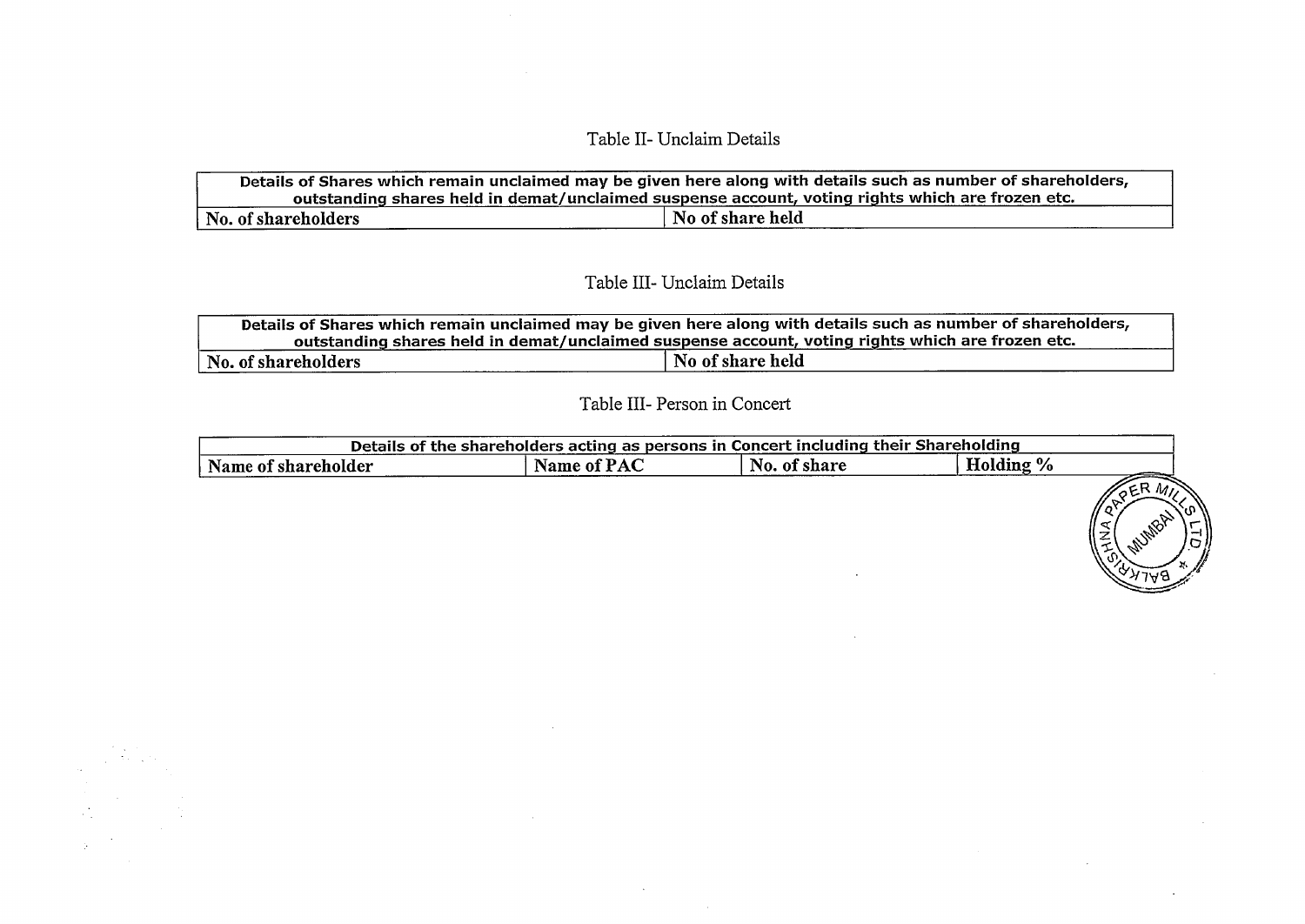Table II- Unclaim Details

| Details of Shares which remain unclaimed may be given here along with details such as number of shareholders, outstanding shares held in demat/unclaimed suspense account, voting rights which are frozen etc. | |
|---|---|
| **No. of shareholders** | **No of share held** |

Table III- Unclaim Details

| Details of Shares which remain unclaimed may be given here along with details such as number of shareholders, outstanding shares held in demat/unclaimed suspense account, voting rights which are frozen etc. | |
|---|---|
| **No. of shareholders** | **No of share held** |

Table III- Person in Concert

| Details of the shareholders acting as persons in Concert including their Shareholding | | | |
|---|---|---|---|
| **Name of shareholder** | **Name of PAC** | **No. of share** | **Holding %** |